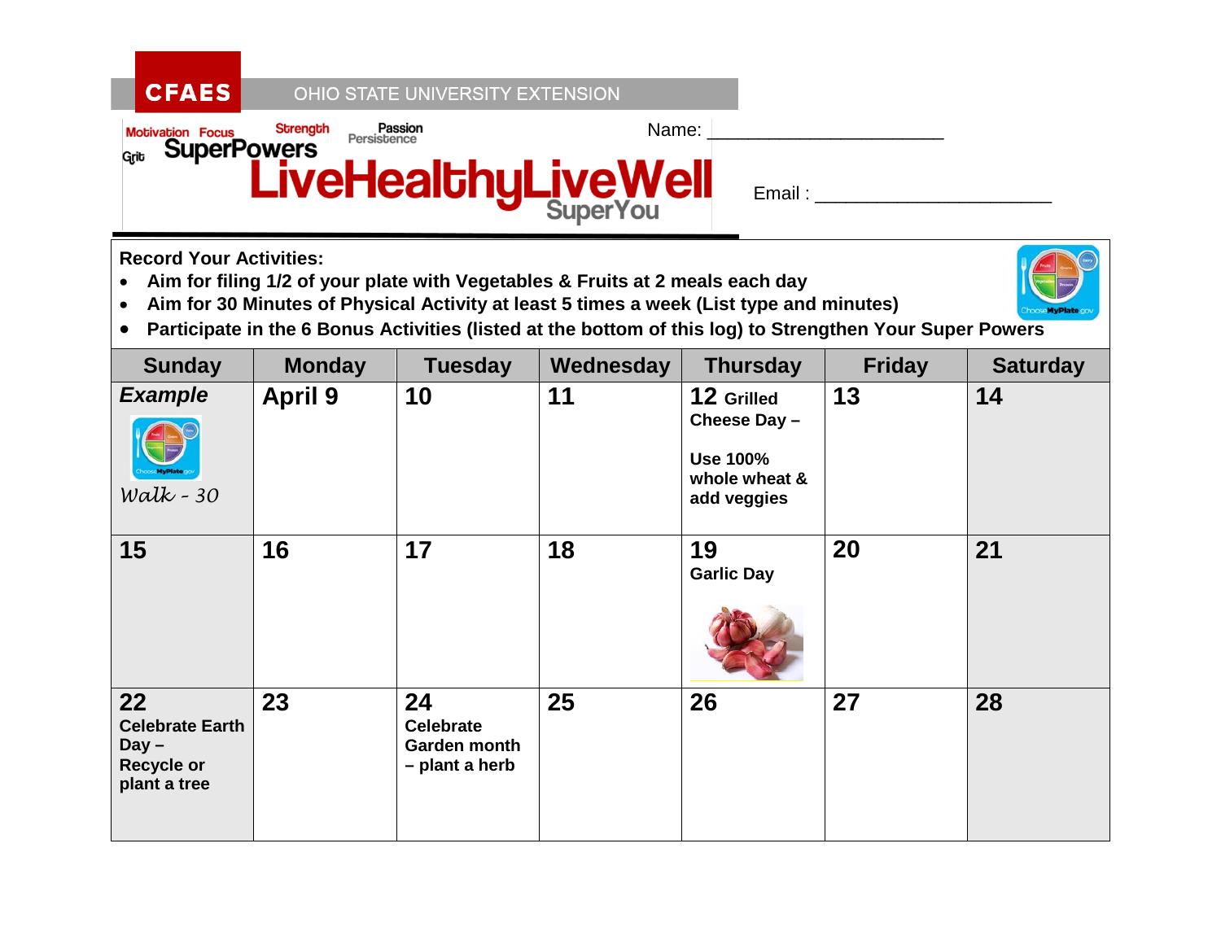CFAES OHIO STATE UNIVERSITY EXTENSION

Motivation Focus Strength Passion Persistence Grit SuperPowers

# LiveHealthyLiveWell SuperYou

Name: ______________________

Email : ______________________

**Record Your Activities:**

- **Aim for filing 1/2 of your plate with Vegetables & Fruits at 2 meals each day**
- **Aim for 30 Minutes of Physical Activity at least 5 times a week (List type and minutes)**
- **Participate in the 6 Bonus Activities (listed at the bottom of this log) to Strengthen Your Super Powers**

| Sunday | Monday | Tuesday | Wednesday | Thursday | Friday | Saturday |
|---|---|---|---|---|---|---|
| ***Example*** Walk - 30 | **April 9** | **10** | **11** | **12 Grilled Cheese Day – Use 100% whole wheat & add veggies** | **13** | **14** |
| **15** | **16** | **17** | **18** | **19 Garlic Day** | **20** | **21** |
| **22 Celebrate Earth Day – Recycle or plant a tree** | **23** | **24 Celebrate Garden month – plant a herb** | **25** | **26** | **27** | **28** |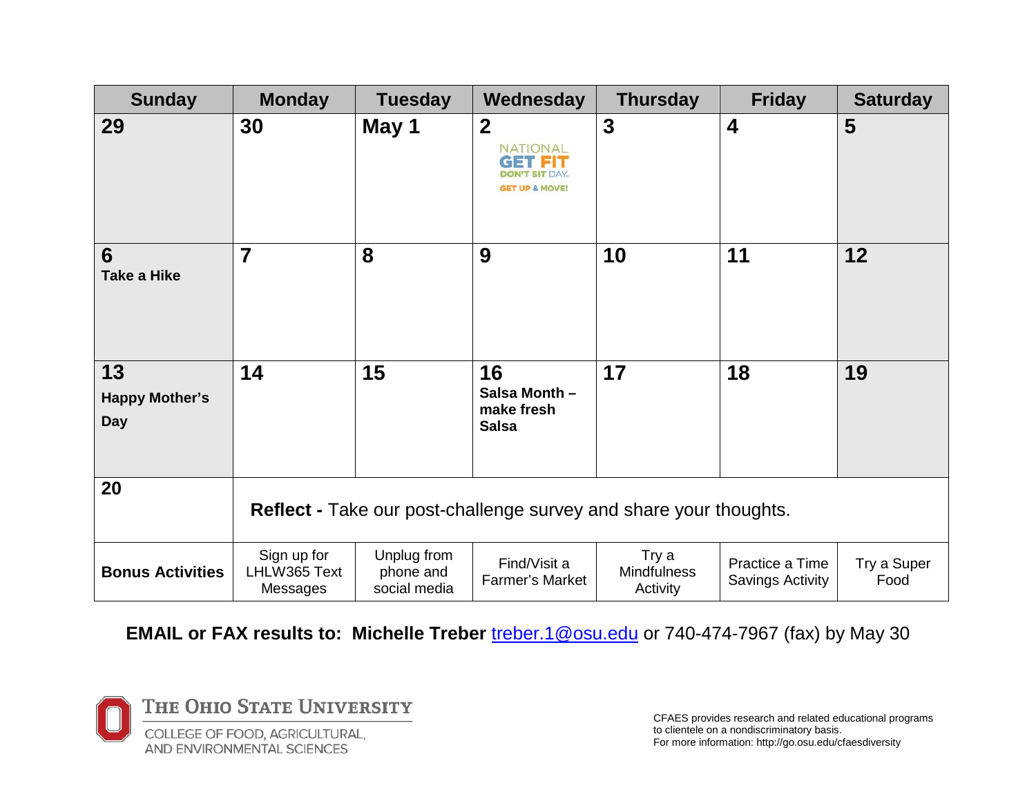| Sunday | Monday | Tuesday | Wednesday | Thursday | Friday | Saturday |
|---|---|---|---|---|---|---|
| **29** | **30** | **May 1** | **2** NATIONAL GET FIT DON'T SIT DAY. GET UP & MOVE! | **3** | **4** | **5** |
| **6** **Take a Hike** | **7** | **8** | **9** | **10** | **11** | **12** |
| **13** **Happy Mother's Day** | **14** | **15** | **16** **Salsa Month – make fresh Salsa** | **17** | **18** | **19** |
| **20** | **Reflect -** Take our post-challenge survey and share your thoughts. | | | | | |
| **Bonus Activities** | Sign up for LHLW365 Text Messages | Unplug from phone and social media | Find/Visit a Farmer's Market | Try a Mindfulness Activity | Practice a Time Savings Activity | Try a Super Food |

**EMAIL or FAX results to: Michelle Treber** treber.1@osu.edu or 740-474-7967 (fax) by May 30

THE OHIO STATE UNIVERSITY
COLLEGE OF FOOD, AGRICULTURAL, AND ENVIRONMENTAL SCIENCES

CFAES provides research and related educational programs to clientele on a nondiscriminatory basis.
For more information: http://go.osu.edu/cfaesdiversity